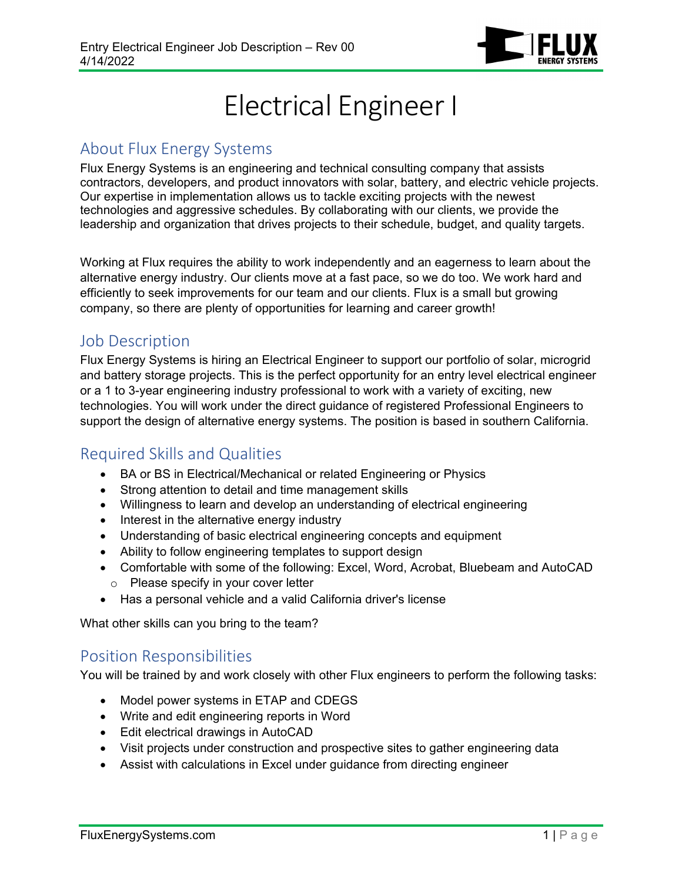# Electrical Engineer I

## About Flux Energy Systems

Flux Energy Systems is an engineering and technical consulting company that assists contractors, developers, and product innovators with solar, battery, and electric vehicle projects. Our expertise in implementation allows us to tackle exciting projects with the newest technologies and aggressive schedules. By collaborating with our clients, we provide the leadership and organization that drives projects to their schedule, budget, and quality targets.

Working at Flux requires the ability to work independently and an eagerness to learn about the alternative energy industry. Our clients move at a fast pace, so we do too. We work hard and efficiently to seek improvements for our team and our clients. Flux is a small but growing company, so there are plenty of opportunities for learning and career growth!

## Job Description

Flux Energy Systems is hiring an Electrical Engineer to support our portfolio of solar, microgrid and battery storage projects. This is the perfect opportunity for an entry level electrical engineer or a 1 to 3-year engineering industry professional to work with a variety of exciting, new technologies. You will work under the direct guidance of registered Professional Engineers to support the design of alternative energy systems. The position is based in southern California.

## Required Skills and Qualities

- BA or BS in Electrical/Mechanical or related Engineering or Physics
- Strong attention to detail and time management skills
- Willingness to learn and develop an understanding of electrical engineering
- Interest in the alternative energy industry
- Understanding of basic electrical engineering concepts and equipment
- Ability to follow engineering templates to support design
- Comfortable with some of the following: Excel, Word, Acrobat, Bluebeam and AutoCAD
  - Please specify in your cover letter
- Has a personal vehicle and a valid California driver's license

What other skills can you bring to the team?

## Position Responsibilities

You will be trained by and work closely with other Flux engineers to perform the following tasks:

- Model power systems in ETAP and CDEGS
- Write and edit engineering reports in Word
- Edit electrical drawings in AutoCAD
- Visit projects under construction and prospective sites to gather engineering data
- Assist with calculations in Excel under guidance from directing engineer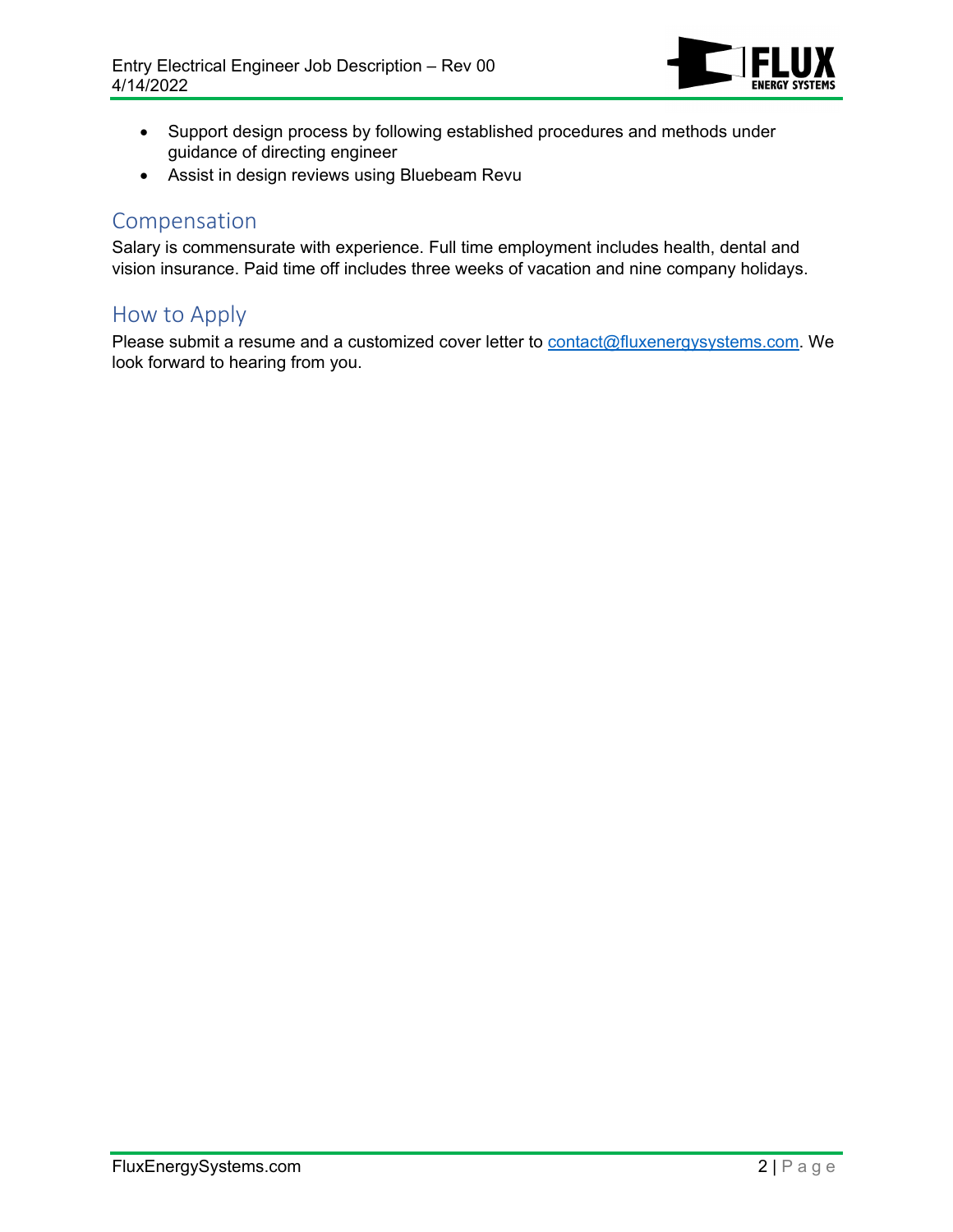- Support design process by following established procedures and methods under guidance of directing engineer
- Assist in design reviews using Bluebeam Revu

## Compensation

Salary is commensurate with experience. Full time employment includes health, dental and vision insurance. Paid time off includes three weeks of vacation and nine company holidays.

## How to Apply

Please submit a resume and a customized cover letter to contact@fluxenergysystems.com. We look forward to hearing from you.